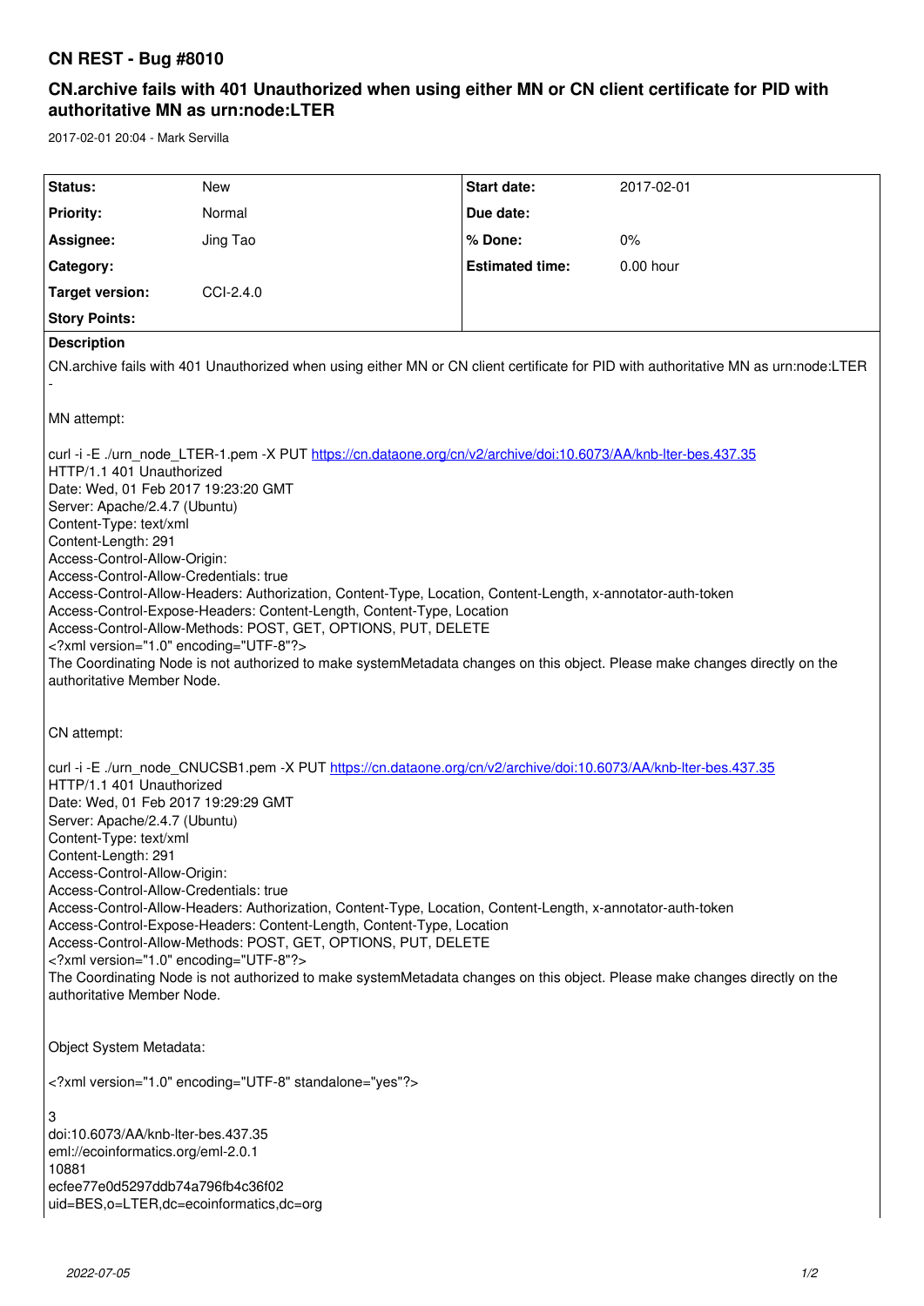# CN REST - Bug #8010

## CN.archive fails with 401 Unauthorized when using either MN or CN client certificate for PID with authoritative MN as urn:node:LTER

2017-02-01 20:04 - Mark Servilla

| | | | |
|---|---|---|---|
| **Status:** | New | **Start date:** | 2017-02-01 |
| **Priority:** | Normal | **Due date:** | |
| **Assignee:** | Jing Tao | **% Done:** | 0% |
| **Category:** | | **Estimated time:** | 0.00 hour |
| **Target version:** | CCI-2.4.0 | | |
| **Story Points:** | | | |

**Description**

CN.archive fails with 401 Unauthorized when using either MN or CN client certificate for PID with authoritative MN as urn:node:LTER

-

MN attempt:

curl -i -E ./urn_node_LTER-1.pem -X PUT https://cn.dataone.org/cn/v2/archive/doi:10.6073/AA/knb-lter-bes.437.35
HTTP/1.1 401 Unauthorized
Date: Wed, 01 Feb 2017 19:23:20 GMT
Server: Apache/2.4.7 (Ubuntu)
Content-Type: text/xml
Content-Length: 291
Access-Control-Allow-Origin:
Access-Control-Allow-Credentials: true
Access-Control-Allow-Headers: Authorization, Content-Type, Location, Content-Length, x-annotator-auth-token
Access-Control-Expose-Headers: Content-Length, Content-Type, Location
Access-Control-Allow-Methods: POST, GET, OPTIONS, PUT, DELETE
<?xml version="1.0" encoding="UTF-8"?>
The Coordinating Node is not authorized to make systemMetadata changes on this object. Please make changes directly on the authoritative Member Node.

CN attempt:

curl -i -E ./urn_node_CNUCSB1.pem -X PUT https://cn.dataone.org/cn/v2/archive/doi:10.6073/AA/knb-lter-bes.437.35
HTTP/1.1 401 Unauthorized
Date: Wed, 01 Feb 2017 19:29:29 GMT
Server: Apache/2.4.7 (Ubuntu)
Content-Type: text/xml
Content-Length: 291
Access-Control-Allow-Origin:
Access-Control-Allow-Credentials: true
Access-Control-Allow-Headers: Authorization, Content-Type, Location, Content-Length, x-annotator-auth-token
Access-Control-Expose-Headers: Content-Length, Content-Type, Location
Access-Control-Allow-Methods: POST, GET, OPTIONS, PUT, DELETE
<?xml version="1.0" encoding="UTF-8"?>
The Coordinating Node is not authorized to make systemMetadata changes on this object. Please make changes directly on the authoritative Member Node.

Object System Metadata:

<?xml version="1.0" encoding="UTF-8" standalone="yes"?>

3
doi:10.6073/AA/knb-lter-bes.437.35
eml://ecoinformatics.org/eml-2.0.1
10881
ecfee77e0d5297ddb74a796fb4c36f02
uid=BES,o=LTER,dc=ecoinformatics,dc=org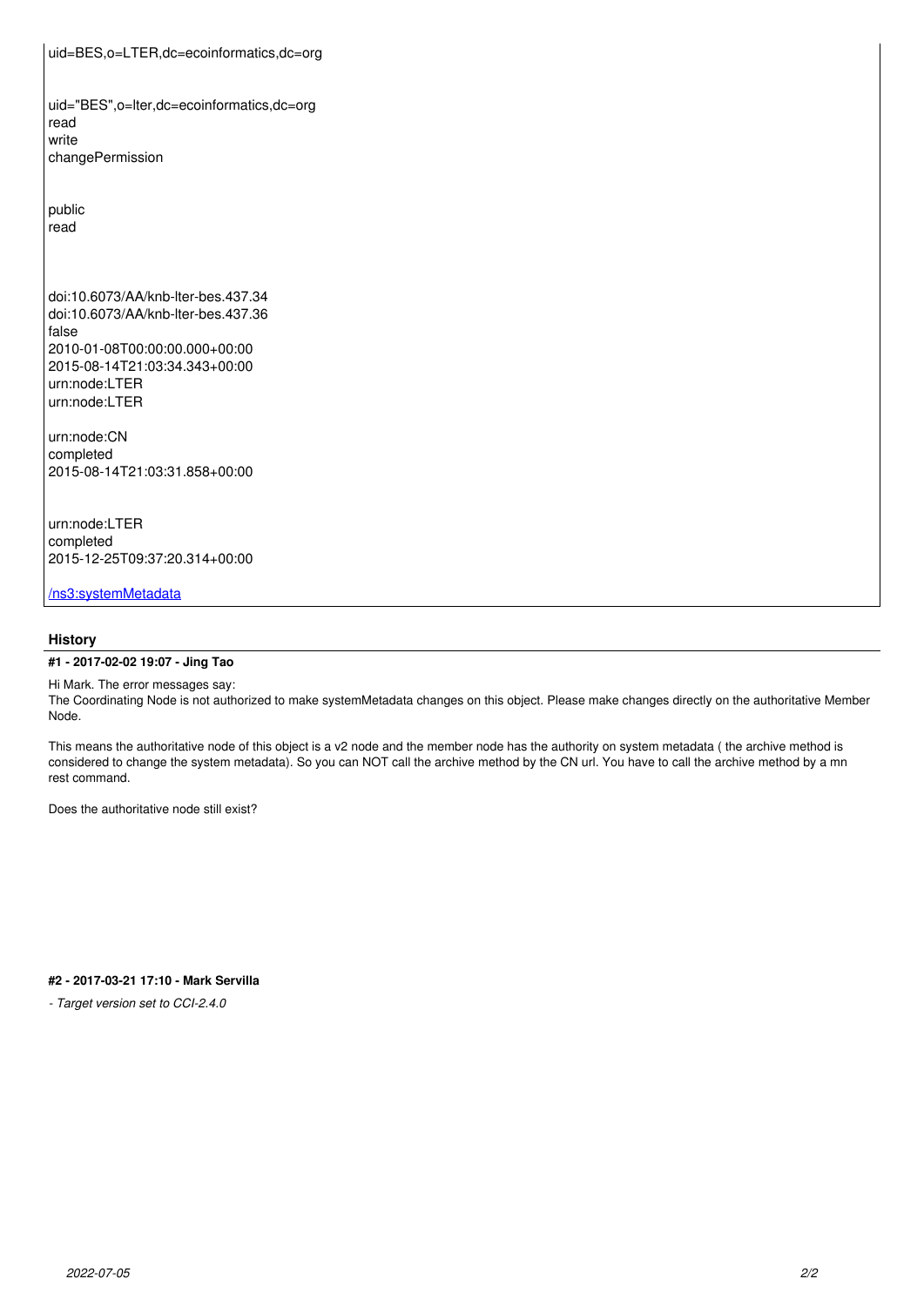uid=BES,o=LTER,dc=ecoinformatics,dc=org

uid="BES",o=lter,dc=ecoinformatics,dc=org
read
write
changePermission

public
read

doi:10.6073/AA/knb-lter-bes.437.34
doi:10.6073/AA/knb-lter-bes.437.36
false
2010-01-08T00:00:00.000+00:00
2015-08-14T21:03:34.343+00:00
urn:node:LTER
urn:node:LTER

urn:node:CN
completed
2015-08-14T21:03:31.858+00:00

urn:node:LTER
completed
2015-12-25T09:37:20.314+00:00

/ns3:systemMetadata

### History

**#1 - 2017-02-02 19:07 - Jing Tao**

Hi Mark. The error messages say:
The Coordinating Node is not authorized to make systemMetadata changes on this object. Please make changes directly on the authoritative Member Node.

This means the authoritative node of this object is a v2 node and the member node has the authority on system metadata ( the archive method is considered to change the system metadata). So you can NOT call the archive method by the CN url. You have to call the archive method by a mn rest command.

Does the authoritative node still exist?

**#2 - 2017-03-21 17:10 - Mark Servilla**

*- Target version set to CCI-2.4.0*